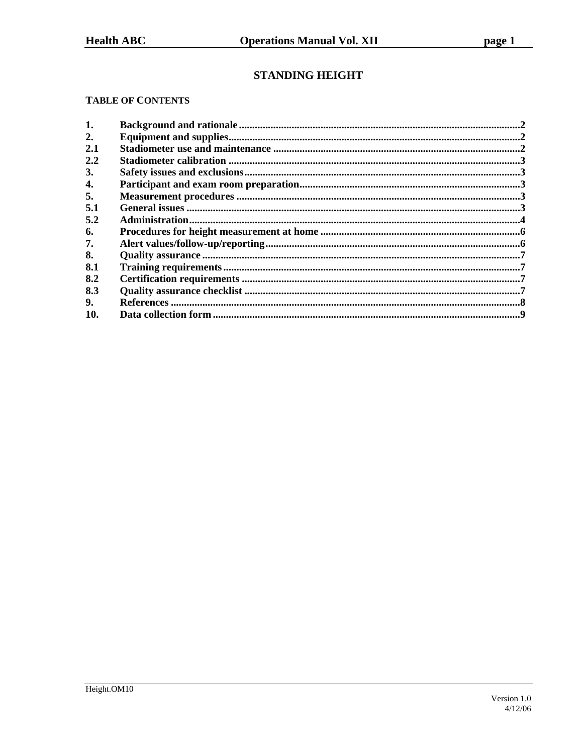# STANDING HEIGHT

**TABLE OF CONTENTS**

| | | |
|---|---|---|
| **1.** | **Background and rationale** | **2** |
| **2.** | **Equipment and supplies** | **2** |
| **2.1** | **Stadiometer use and maintenance** | **2** |
| **2.2** | **Stadiometer calibration** | **3** |
| **3.** | **Safety issues and exclusions** | **3** |
| **4.** | **Participant and exam room preparation** | **3** |
| **5.** | **Measurement procedures** | **3** |
| **5.1** | **General issues** | **3** |
| **5.2** | **Administration** | **4** |
| **6.** | **Procedures for height measurement at home** | **6** |
| **7.** | **Alert values/follow-up/reporting** | **6** |
| **8.** | **Quality assurance** | **7** |
| **8.1** | **Training requirements** | **7** |
| **8.2** | **Certification requirements** | **7** |
| **8.3** | **Quality assurance checklist** | **7** |
| **9.** | **References** | **8** |
| **10.** | **Data collection form** | **9** |

Height.OM10

Version 1.0
4/12/06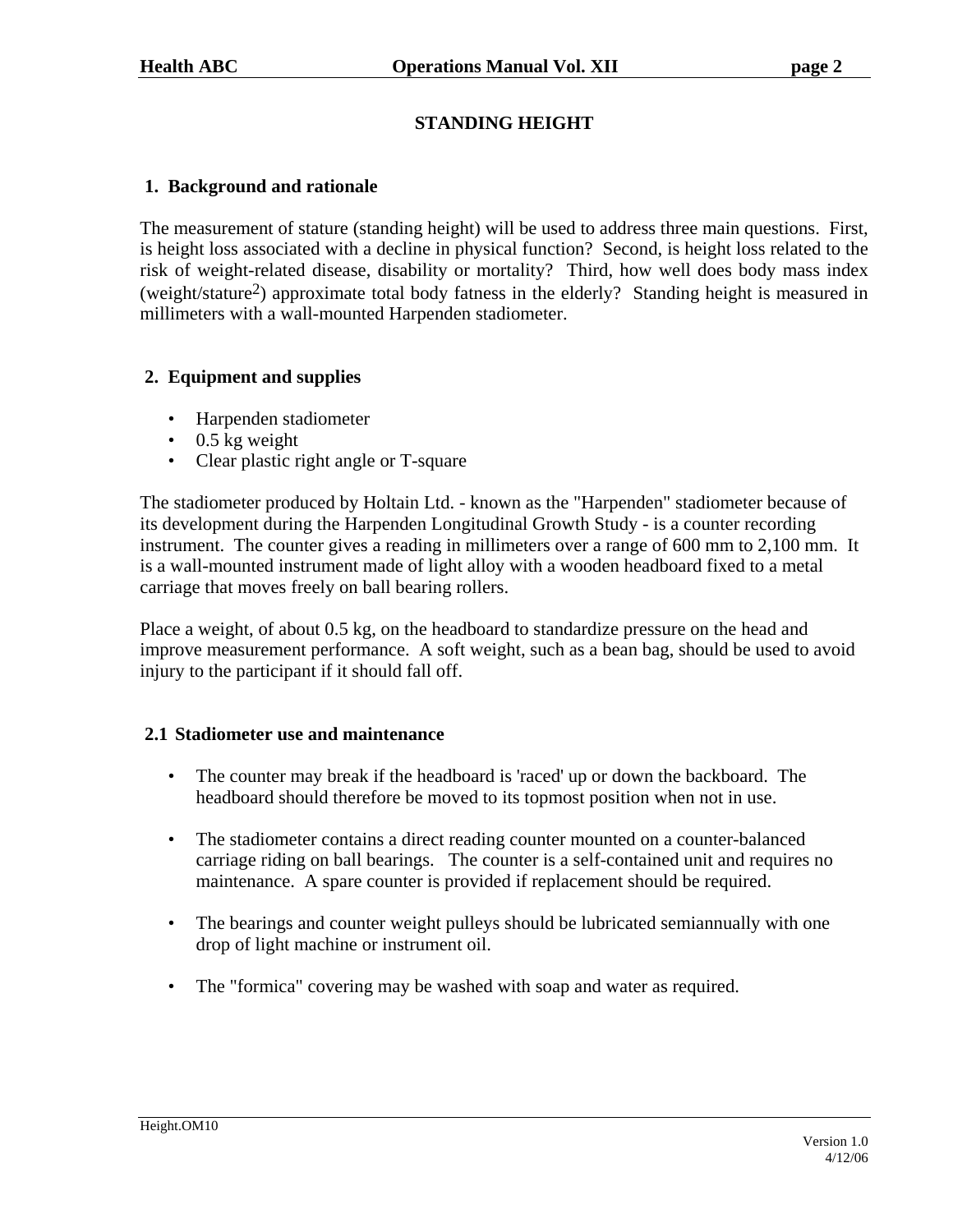# STANDING HEIGHT

## 1. Background and rationale

The measurement of stature (standing height) will be used to address three main questions. First, is height loss associated with a decline in physical function? Second, is height loss related to the risk of weight-related disease, disability or mortality? Third, how well does body mass index (weight/stature$^2$) approximate total body fatness in the elderly? Standing height is measured in millimeters with a wall-mounted Harpenden stadiometer.

## 2. Equipment and supplies

- Harpenden stadiometer
- 0.5 kg weight
- Clear plastic right angle or T-square

The stadiometer produced by Holtain Ltd. - known as the "Harpenden" stadiometer because of its development during the Harpenden Longitudinal Growth Study - is a counter recording instrument. The counter gives a reading in millimeters over a range of 600 mm to 2,100 mm. It is a wall-mounted instrument made of light alloy with a wooden headboard fixed to a metal carriage that moves freely on ball bearing rollers.

Place a weight, of about 0.5 kg, on the headboard to standardize pressure on the head and improve measurement performance. A soft weight, such as a bean bag, should be used to avoid injury to the participant if it should fall off.

### 2.1 Stadiometer use and maintenance

- The counter may break if the headboard is 'raced' up or down the backboard. The headboard should therefore be moved to its topmost position when not in use.

- The stadiometer contains a direct reading counter mounted on a counter-balanced carriage riding on ball bearings. The counter is a self-contained unit and requires no maintenance. A spare counter is provided if replacement should be required.

- The bearings and counter weight pulleys should be lubricated semiannually with one drop of light machine or instrument oil.

- The "formica" covering may be washed with soap and water as required.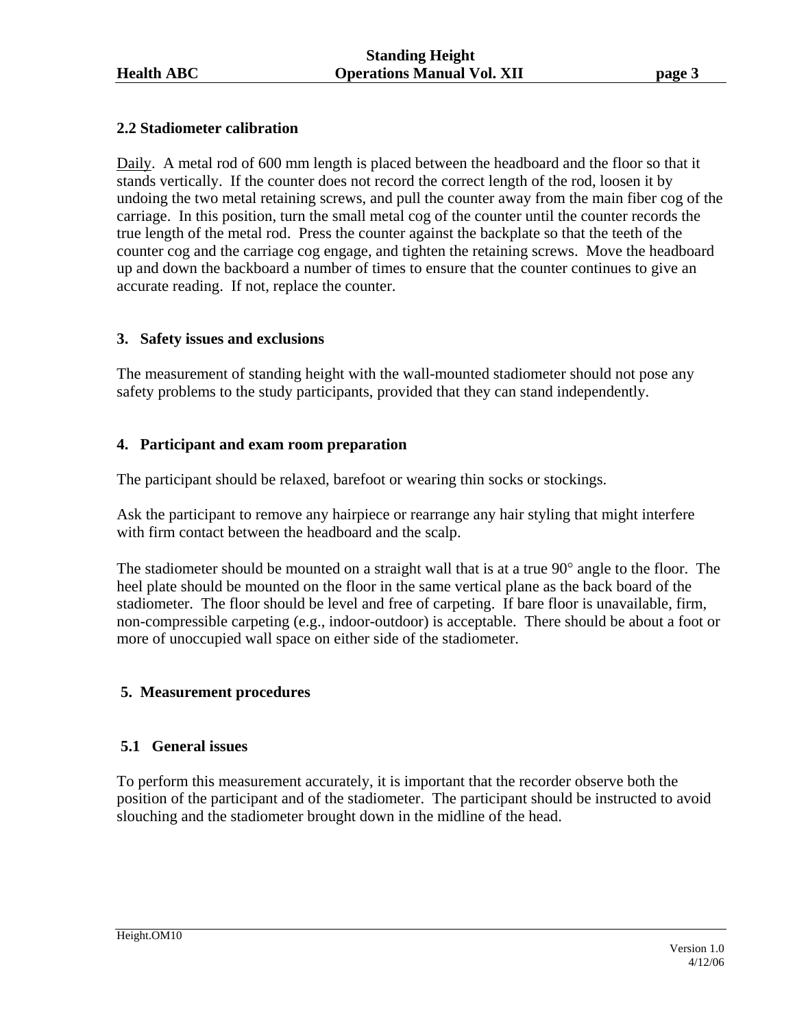### 2.2 Stadiometer calibration

Daily. A metal rod of 600 mm length is placed between the headboard and the floor so that it stands vertically. If the counter does not record the correct length of the rod, loosen it by undoing the two metal retaining screws, and pull the counter away from the main fiber cog of the carriage. In this position, turn the small metal cog of the counter until the counter records the true length of the metal rod. Press the counter against the backplate so that the teeth of the counter cog and the carriage cog engage, and tighten the retaining screws. Move the headboard up and down the backboard a number of times to ensure that the counter continues to give an accurate reading. If not, replace the counter.

## 3. Safety issues and exclusions

The measurement of standing height with the wall-mounted stadiometer should not pose any safety problems to the study participants, provided that they can stand independently.

## 4. Participant and exam room preparation

The participant should be relaxed, barefoot or wearing thin socks or stockings.

Ask the participant to remove any hairpiece or rearrange any hair styling that might interfere with firm contact between the headboard and the scalp.

The stadiometer should be mounted on a straight wall that is at a true 90° angle to the floor. The heel plate should be mounted on the floor in the same vertical plane as the back board of the stadiometer. The floor should be level and free of carpeting. If bare floor is unavailable, firm, non-compressible carpeting (e.g., indoor-outdoor) is acceptable. There should be about a foot or more of unoccupied wall space on either side of the stadiometer.

## 5. Measurement procedures

### 5.1 General issues

To perform this measurement accurately, it is important that the recorder observe both the position of the participant and of the stadiometer. The participant should be instructed to avoid slouching and the stadiometer brought down in the midline of the head.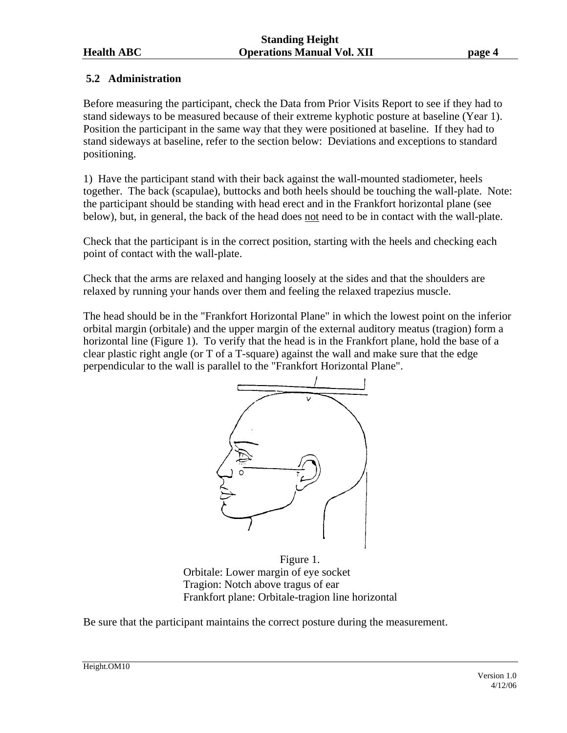### 5.2 Administration

Before measuring the participant, check the Data from Prior Visits Report to see if they had to stand sideways to be measured because of their extreme kyphotic posture at baseline (Year 1). Position the participant in the same way that they were positioned at baseline. If they had to stand sideways at baseline, refer to the section below: Deviations and exceptions to standard positioning.

1) Have the participant stand with their back against the wall-mounted stadiometer, heels together. The back (scapulae), buttocks and both heels should be touching the wall-plate. Note: the participant should be standing with head erect and in the Frankfort horizontal plane (see below), but, in general, the back of the head does not need to be in contact with the wall-plate.

Check that the participant is in the correct position, starting with the heels and checking each point of contact with the wall-plate.

Check that the arms are relaxed and hanging loosely at the sides and that the shoulders are relaxed by running your hands over them and feeling the relaxed trapezius muscle.

The head should be in the "Frankfort Horizontal Plane" in which the lowest point on the inferior orbital margin (orbitale) and the upper margin of the external auditory meatus (tragion) form a horizontal line (Figure 1). To verify that the head is in the Frankfort plane, hold the base of a clear plastic right angle (or T of a T-square) against the wall and make sure that the edge perpendicular to the wall is parallel to the "Frankfort Horizontal Plane".

Figure 1.
Orbitale: Lower margin of eye socket
Tragion: Notch above tragus of ear
Frankfort plane: Orbitale-tragion line horizontal

Be sure that the participant maintains the correct posture during the measurement.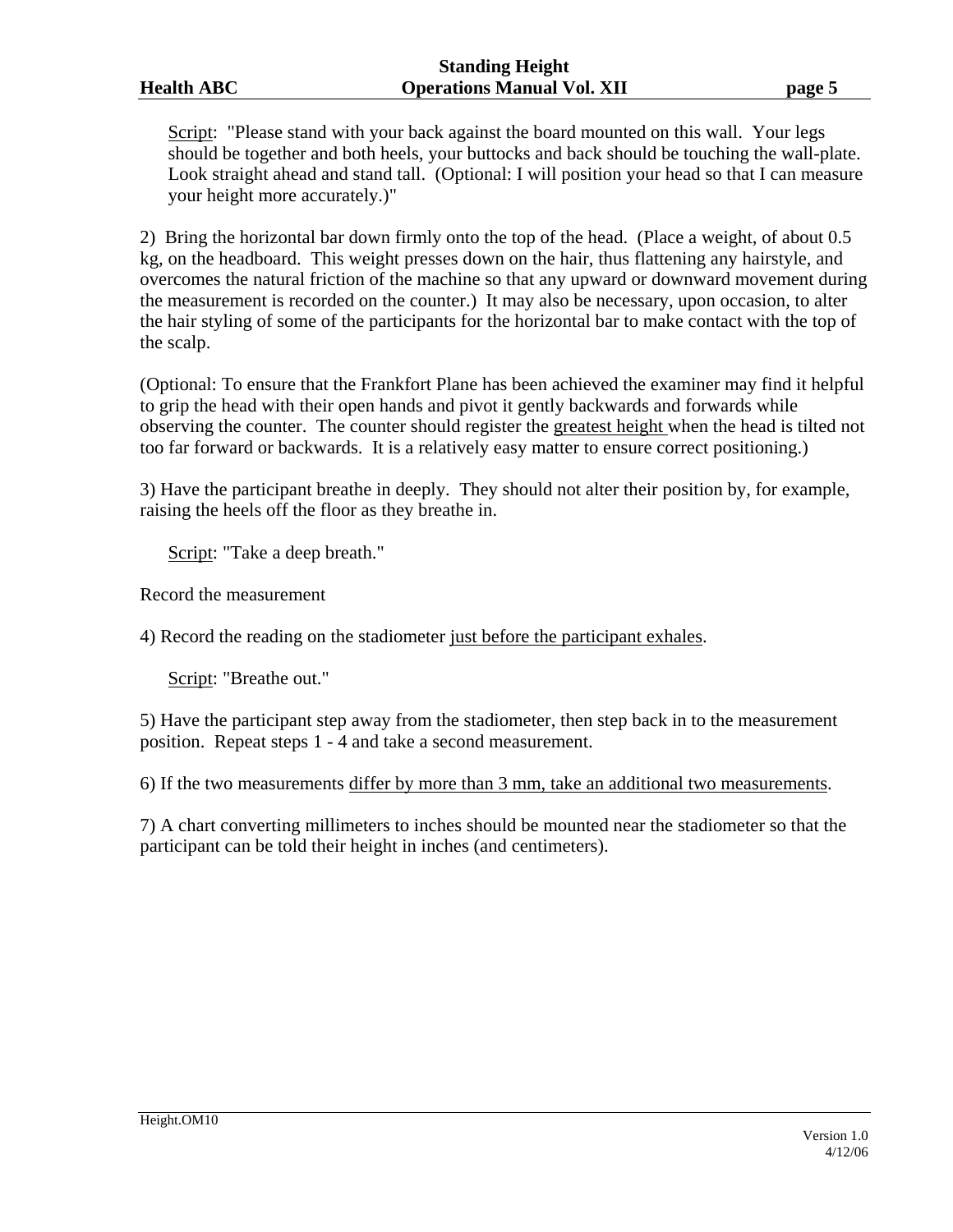Script: "Please stand with your back against the board mounted on this wall. Your legs should be together and both heels, your buttocks and back should be touching the wall-plate. Look straight ahead and stand tall. (Optional: I will position your head so that I can measure your height more accurately.)"

2) Bring the horizontal bar down firmly onto the top of the head. (Place a weight, of about 0.5 kg, on the headboard. This weight presses down on the hair, thus flattening any hairstyle, and overcomes the natural friction of the machine so that any upward or downward movement during the measurement is recorded on the counter.) It may also be necessary, upon occasion, to alter the hair styling of some of the participants for the horizontal bar to make contact with the top of the scalp.

(Optional: To ensure that the Frankfort Plane has been achieved the examiner may find it helpful to grip the head with their open hands and pivot it gently backwards and forwards while observing the counter. The counter should register the greatest height when the head is tilted not too far forward or backwards. It is a relatively easy matter to ensure correct positioning.)

3) Have the participant breathe in deeply. They should not alter their position by, for example, raising the heels off the floor as they breathe in.

Script: "Take a deep breath."

Record the measurement

4) Record the reading on the stadiometer just before the participant exhales.

Script: "Breathe out."

5) Have the participant step away from the stadiometer, then step back in to the measurement position. Repeat steps 1 - 4 and take a second measurement.

6) If the two measurements differ by more than 3 mm, take an additional two measurements.

7) A chart converting millimeters to inches should be mounted near the stadiometer so that the participant can be told their height in inches (and centimeters).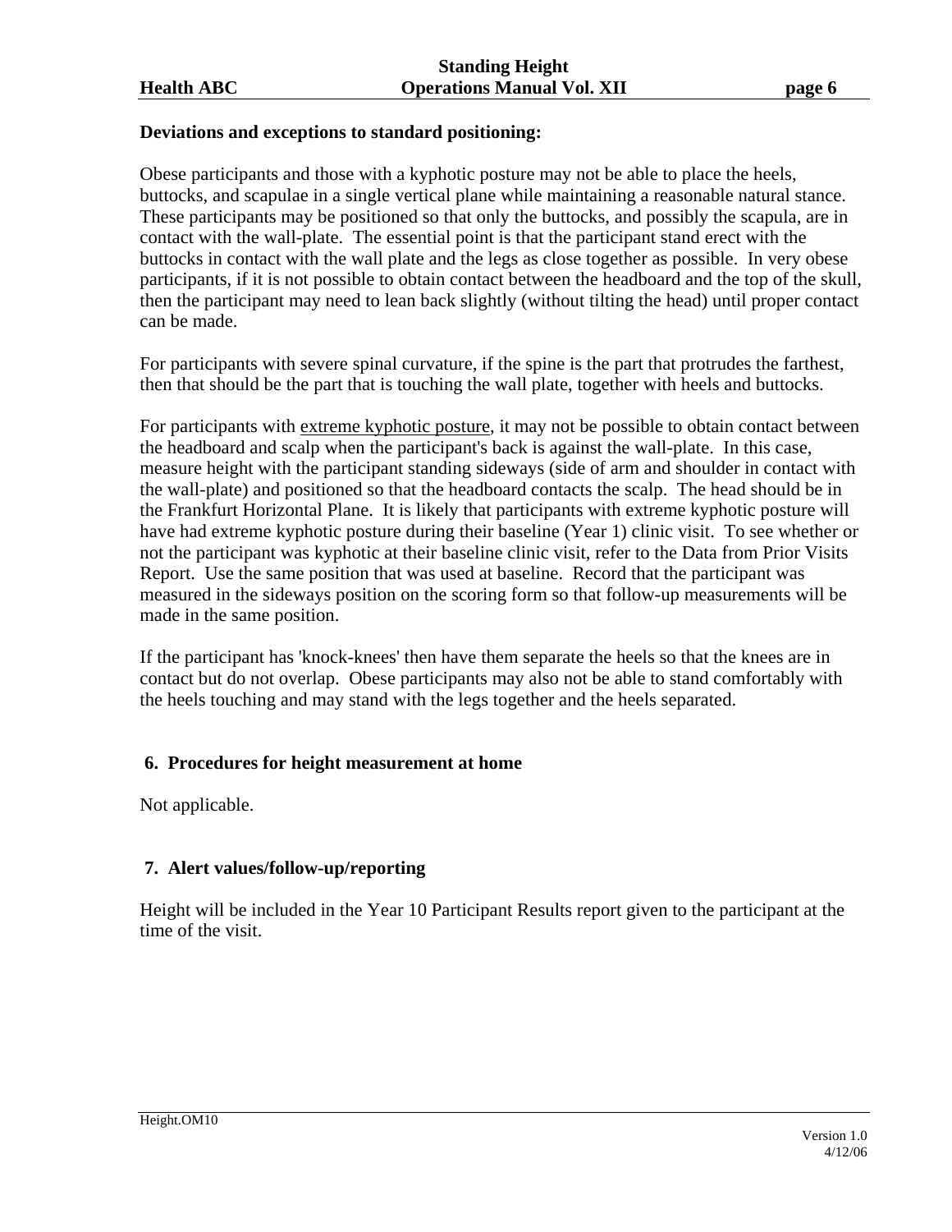**Deviations and exceptions to standard positioning:**

Obese participants and those with a kyphotic posture may not be able to place the heels, buttocks, and scapulae in a single vertical plane while maintaining a reasonable natural stance. These participants may be positioned so that only the buttocks, and possibly the scapula, are in contact with the wall-plate. The essential point is that the participant stand erect with the buttocks in contact with the wall plate and the legs as close together as possible. In very obese participants, if it is not possible to obtain contact between the headboard and the top of the skull, then the participant may need to lean back slightly (without tilting the head) until proper contact can be made.

For participants with severe spinal curvature, if the spine is the part that protrudes the farthest, then that should be the part that is touching the wall plate, together with heels and buttocks.

For participants with <u>extreme kyphotic posture</u>, it may not be possible to obtain contact between the headboard and scalp when the participant's back is against the wall-plate. In this case, measure height with the participant standing sideways (side of arm and shoulder in contact with the wall-plate) and positioned so that the headboard contacts the scalp. The head should be in the Frankfurt Horizontal Plane. It is likely that participants with extreme kyphotic posture will have had extreme kyphotic posture during their baseline (Year 1) clinic visit. To see whether or not the participant was kyphotic at their baseline clinic visit, refer to the Data from Prior Visits Report. Use the same position that was used at baseline. Record that the participant was measured in the sideways position on the scoring form so that follow-up measurements will be made in the same position.

If the participant has 'knock-knees' then have them separate the heels so that the knees are in contact but do not overlap. Obese participants may also not be able to stand comfortably with the heels touching and may stand with the legs together and the heels separated.

## 6. Procedures for height measurement at home

Not applicable.

## 7. Alert values/follow-up/reporting

Height will be included in the Year 10 Participant Results report given to the participant at the time of the visit.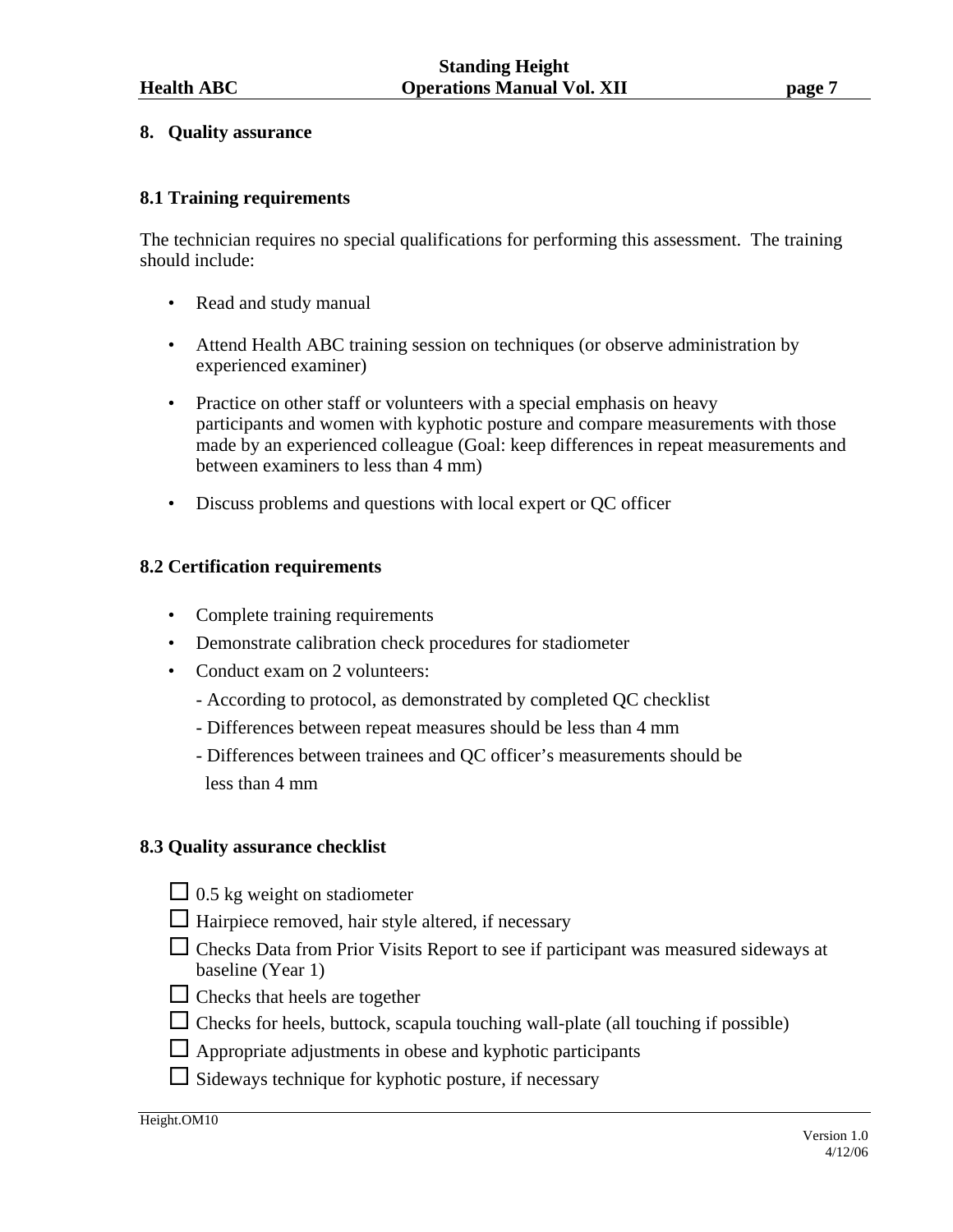## 8. Quality assurance

### 8.1 Training requirements

The technician requires no special qualifications for performing this assessment. The training should include:

- Read and study manual
- Attend Health ABC training session on techniques (or observe administration by experienced examiner)
- Practice on other staff or volunteers with a special emphasis on heavy participants and women with kyphotic posture and compare measurements with those made by an experienced colleague (Goal: keep differences in repeat measurements and between examiners to less than 4 mm)
- Discuss problems and questions with local expert or QC officer

### 8.2 Certification requirements

- Complete training requirements
- Demonstrate calibration check procedures for stadiometer
- Conduct exam on 2 volunteers:
  - According to protocol, as demonstrated by completed QC checklist
  - Differences between repeat measures should be less than 4 mm
  - Differences between trainees and QC officer's measurements should be less than 4 mm

### 8.3 Quality assurance checklist

- ☐ 0.5 kg weight on stadiometer
- ☐ Hairpiece removed, hair style altered, if necessary
- ☐ Checks Data from Prior Visits Report to see if participant was measured sideways at baseline (Year 1)
- ☐ Checks that heels are together
- ☐ Checks for heels, buttock, scapula touching wall-plate (all touching if possible)
- ☐ Appropriate adjustments in obese and kyphotic participants
- ☐ Sideways technique for kyphotic posture, if necessary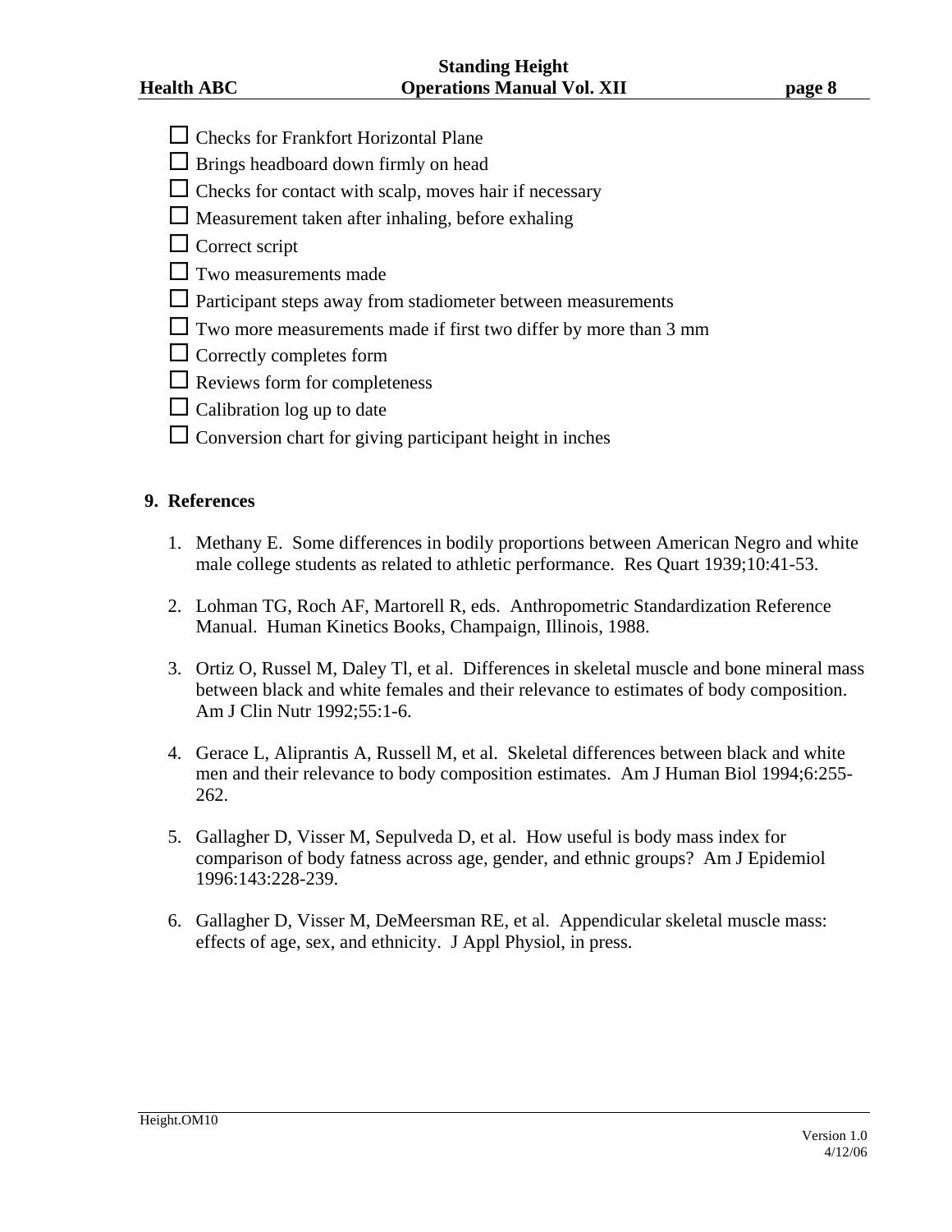- ☐ Checks for Frankfort Horizontal Plane
- ☐ Brings headboard down firmly on head
- ☐ Checks for contact with scalp, moves hair if necessary
- ☐ Measurement taken after inhaling, before exhaling
- ☐ Correct script
- ☐ Two measurements made
- ☐ Participant steps away from stadiometer between measurements
- ☐ Two more measurements made if first two differ by more than 3 mm
- ☐ Correctly completes form
- ☐ Reviews form for completeness
- ☐ Calibration log up to date
- ☐ Conversion chart for giving participant height in inches

## 9. References

1. Methany E. Some differences in bodily proportions between American Negro and white male college students as related to athletic performance. Res Quart 1939;10:41-53.

2. Lohman TG, Roch AF, Martorell R, eds. Anthropometric Standardization Reference Manual. Human Kinetics Books, Champaign, Illinois, 1988.

3. Ortiz O, Russel M, Daley Tl, et al. Differences in skeletal muscle and bone mineral mass between black and white females and their relevance to estimates of body composition. Am J Clin Nutr 1992;55:1-6.

4. Gerace L, Aliprantis A, Russell M, et al. Skeletal differences between black and white men and their relevance to body composition estimates. Am J Human Biol 1994;6:255-262.

5. Gallagher D, Visser M, Sepulveda D, et al. How useful is body mass index for comparison of body fatness across age, gender, and ethnic groups? Am J Epidemiol 1996:143:228-239.

6. Gallagher D, Visser M, DeMeersman RE, et al. Appendicular skeletal muscle mass: effects of age, sex, and ethnicity. J Appl Physiol, in press.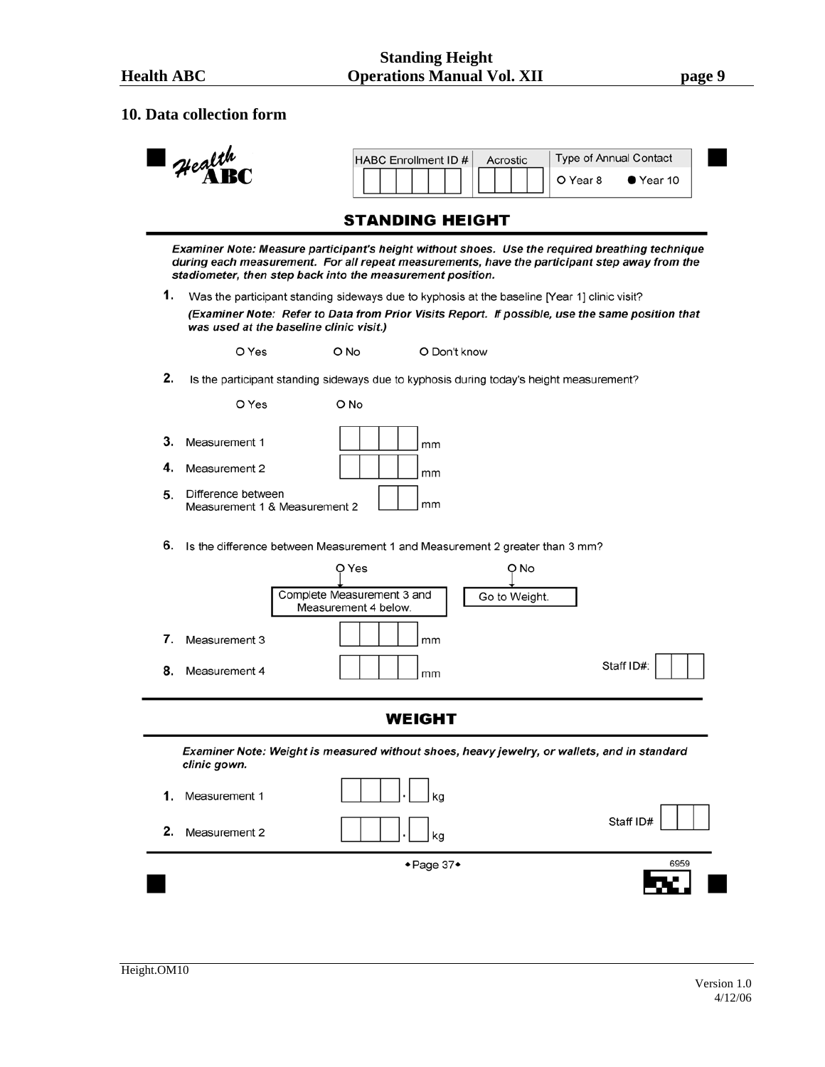## 10. Data collection form

Health ABC

| HABC Enrollment ID # | Acrostic | Type of Annual Contact |
|---|---|---|
| | | O Year 8 ● Year 10 |

### STANDING HEIGHT

***Examiner Note: Measure participant's height without shoes. Use the required breathing technique during each measurement. For all repeat measurements, have the participant step away from the stadiometer, then step back into the measurement position.***

**1.** Was the participant standing sideways due to kyphosis at the baseline [Year 1] clinic visit?

***(Examiner Note: Refer to Data from Prior Visits Report. If possible, use the same position that was used at the baseline clinic visit.)***

O Yes O No O Don't know

**2.** Is the participant standing sideways due to kyphosis during today's height measurement?

O Yes O No

**3.** Measurement 1 [ ][ ][ ][ ] mm

**4.** Measurement 2 [ ][ ][ ][ ] mm

**5.** Difference between Measurement 1 & Measurement 2 [ ][ ] mm

**6.** Is the difference between Measurement 1 and Measurement 2 greater than 3 mm?

O Yes → Complete Measurement 3 and Measurement 4 below.

O No → Go to Weight.

**7.** Measurement 3 [ ][ ][ ][ ] mm

**8.** Measurement 4 [ ][ ][ ][ ] mm

Staff ID#: [ ][ ][ ]

### WEIGHT

***Examiner Note: Weight is measured without shoes, heavy jewelry, or wallets, and in standard clinic gown.***

**1.** Measurement 1 [ ][ ][ ].[ ] kg

**2.** Measurement 2 [ ][ ][ ].[ ] kg

Staff ID# [ ][ ][ ]

◆Page 37◆

6959